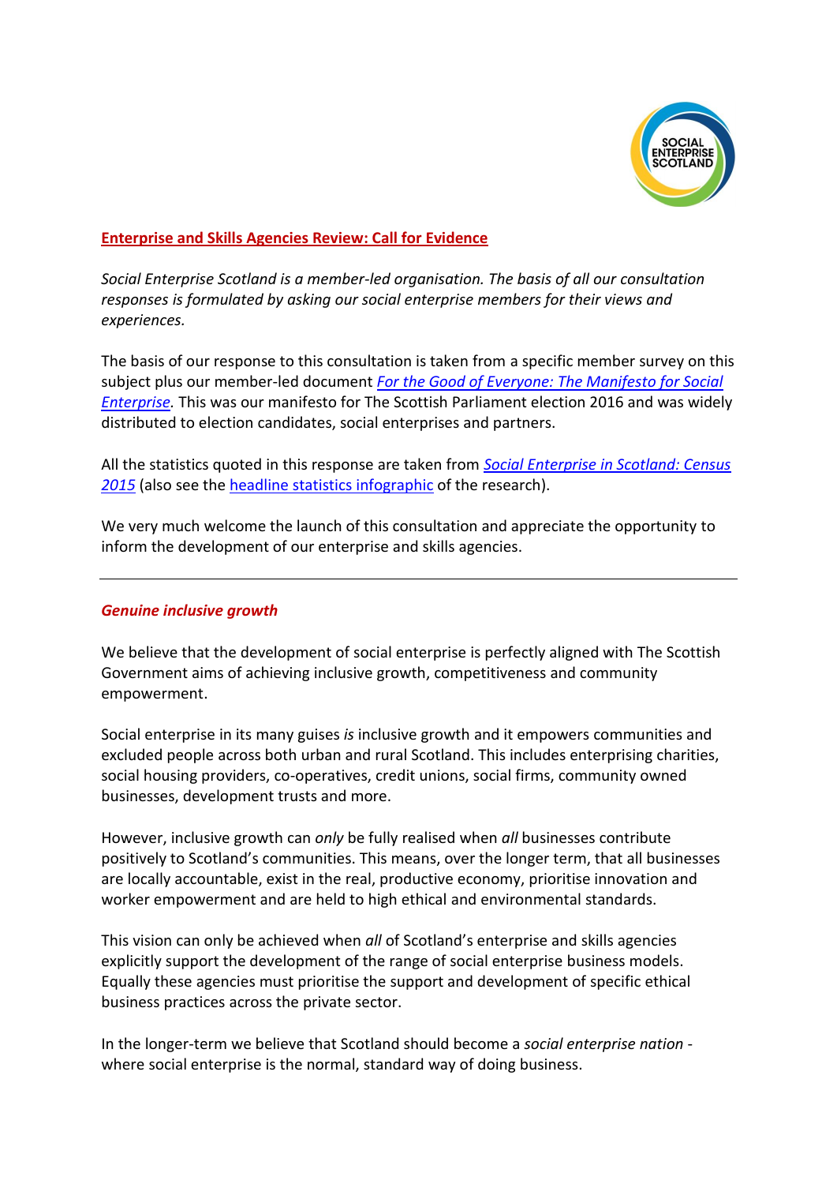# Enterprise and Skills Agencies Review: Call for Evidence

*Social Enterprise Scotland is a member-led organisation. The basis of all our consultation responses is formulated by asking our social enterprise members for their views and experiences.*

The basis of our response to this consultation is taken from a specific member survey on this subject plus our member-led document *For the Good of Everyone: The Manifesto for Social Enterprise*. This was our manifesto for The Scottish Parliament election 2016 and was widely distributed to election candidates, social enterprises and partners.

All the statistics quoted in this response are taken from *Social Enterprise in Scotland: Census 2015* (also see the headline statistics infographic of the research).

We very much welcome the launch of this consultation and appreciate the opportunity to inform the development of our enterprise and skills agencies.

---

## *Genuine inclusive growth*

We believe that the development of social enterprise is perfectly aligned with The Scottish Government aims of achieving inclusive growth, competitiveness and community empowerment.

Social enterprise in its many guises *is* inclusive growth and it empowers communities and excluded people across both urban and rural Scotland. This includes enterprising charities, social housing providers, co-operatives, credit unions, social firms, community owned businesses, development trusts and more.

However, inclusive growth can *only* be fully realised when *all* businesses contribute positively to Scotland's communities. This means, over the longer term, that all businesses are locally accountable, exist in the real, productive economy, prioritise innovation and worker empowerment and are held to high ethical and environmental standards.

This vision can only be achieved when *all* of Scotland's enterprise and skills agencies explicitly support the development of the range of social enterprise business models. Equally these agencies must prioritise the support and development of specific ethical business practices across the private sector.

In the longer-term we believe that Scotland should become a *social enterprise nation* - where social enterprise is the normal, standard way of doing business.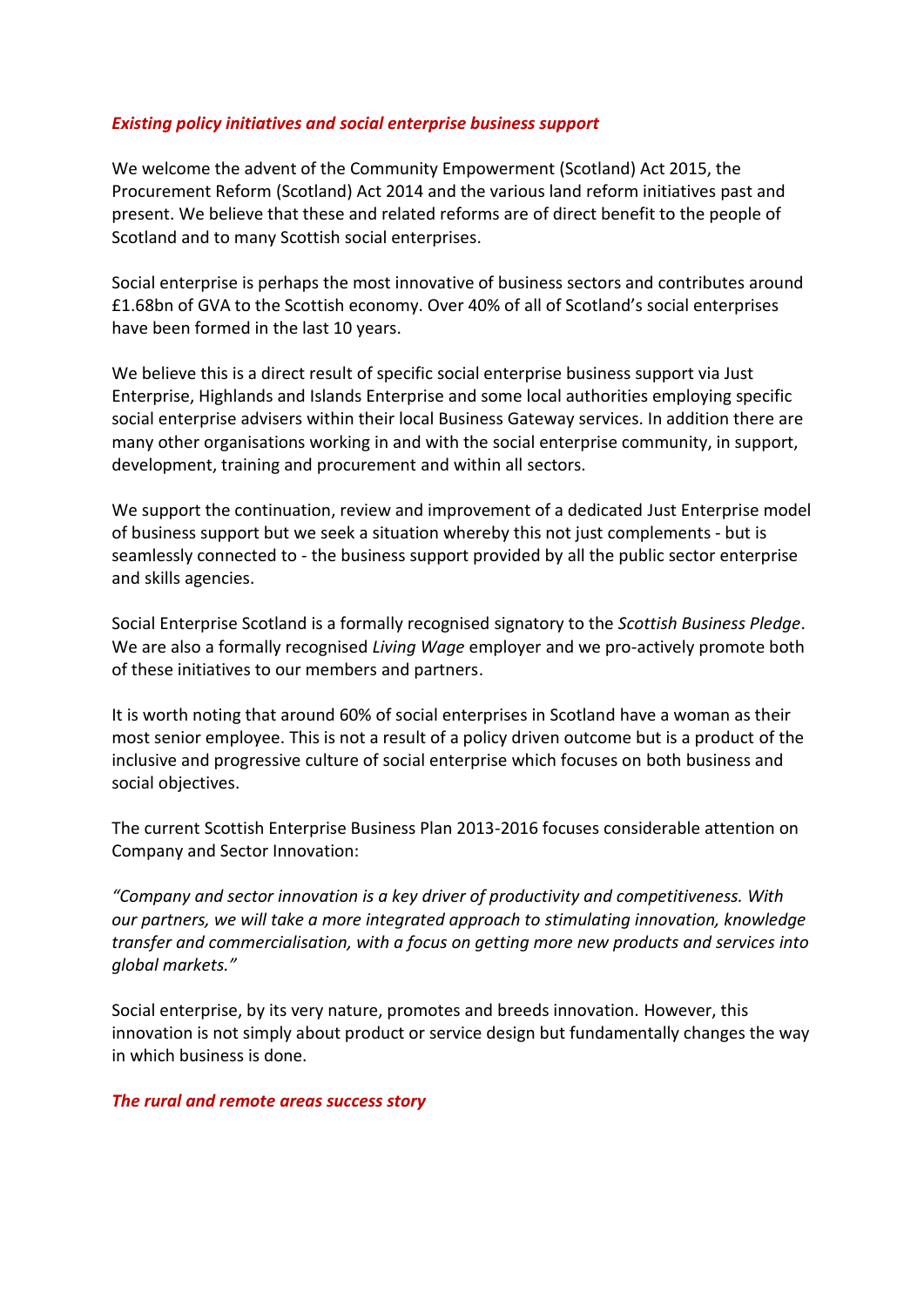### *Existing policy initiatives and social enterprise business support*

We welcome the advent of the Community Empowerment (Scotland) Act 2015, the Procurement Reform (Scotland) Act 2014 and the various land reform initiatives past and present. We believe that these and related reforms are of direct benefit to the people of Scotland and to many Scottish social enterprises.

Social enterprise is perhaps the most innovative of business sectors and contributes around £1.68bn of GVA to the Scottish economy. Over 40% of all of Scotland's social enterprises have been formed in the last 10 years.

We believe this is a direct result of specific social enterprise business support via Just Enterprise, Highlands and Islands Enterprise and some local authorities employing specific social enterprise advisers within their local Business Gateway services. In addition there are many other organisations working in and with the social enterprise community, in support, development, training and procurement and within all sectors.

We support the continuation, review and improvement of a dedicated Just Enterprise model of business support but we seek a situation whereby this not just complements - but is seamlessly connected to - the business support provided by all the public sector enterprise and skills agencies.

Social Enterprise Scotland is a formally recognised signatory to the *Scottish Business Pledge*. We are also a formally recognised *Living Wage* employer and we pro-actively promote both of these initiatives to our members and partners.

It is worth noting that around 60% of social enterprises in Scotland have a woman as their most senior employee. This is not a result of a policy driven outcome but is a product of the inclusive and progressive culture of social enterprise which focuses on both business and social objectives.

The current Scottish Enterprise Business Plan 2013-2016 focuses considerable attention on Company and Sector Innovation:

*"Company and sector innovation is a key driver of productivity and competitiveness. With our partners, we will take a more integrated approach to stimulating innovation, knowledge transfer and commercialisation, with a focus on getting more new products and services into global markets."*

Social enterprise, by its very nature, promotes and breeds innovation. However, this innovation is not simply about product or service design but fundamentally changes the way in which business is done.

### *The rural and remote areas success story*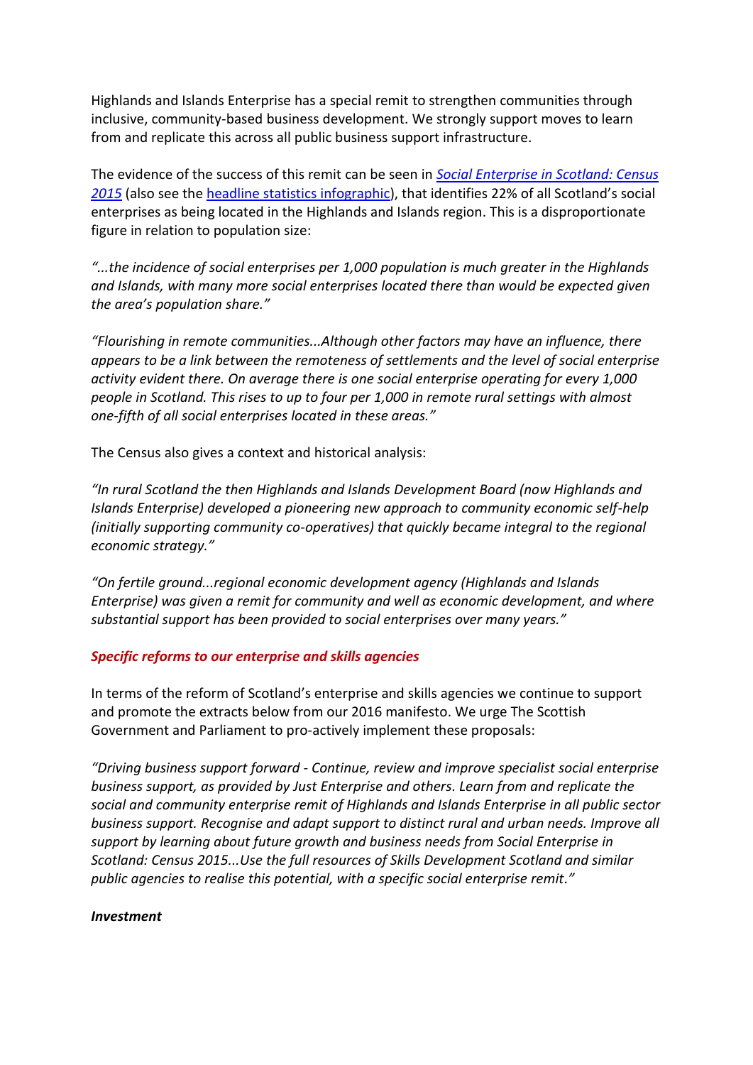Highlands and Islands Enterprise has a special remit to strengthen communities through inclusive, community-based business development. We strongly support moves to learn from and replicate this across all public business support infrastructure.

The evidence of the success of this remit can be seen in *Social Enterprise in Scotland: Census 2015* (also see the headline statistics infographic), that identifies 22% of all Scotland's social enterprises as being located in the Highlands and Islands region. This is a disproportionate figure in relation to population size:

*"...the incidence of social enterprises per 1,000 population is much greater in the Highlands and Islands, with many more social enterprises located there than would be expected given the area's population share."*

*"Flourishing in remote communities...Although other factors may have an influence, there appears to be a link between the remoteness of settlements and the level of social enterprise activity evident there. On average there is one social enterprise operating for every 1,000 people in Scotland. This rises to up to four per 1,000 in remote rural settings with almost one-fifth of all social enterprises located in these areas."*

The Census also gives a context and historical analysis:

*"In rural Scotland the then Highlands and Islands Development Board (now Highlands and Islands Enterprise) developed a pioneering new approach to community economic self-help (initially supporting community co-operatives) that quickly became integral to the regional economic strategy."*

*"On fertile ground...regional economic development agency (Highlands and Islands Enterprise) was given a remit for community and well as economic development, and where substantial support has been provided to social enterprises over many years."*

### *Specific reforms to our enterprise and skills agencies*

In terms of the reform of Scotland's enterprise and skills agencies we continue to support and promote the extracts below from our 2016 manifesto. We urge The Scottish Government and Parliament to pro-actively implement these proposals:

*"Driving business support forward - Continue, review and improve specialist social enterprise business support, as provided by Just Enterprise and others. Learn from and replicate the social and community enterprise remit of Highlands and Islands Enterprise in all public sector business support. Recognise and adapt support to distinct rural and urban needs. Improve all support by learning about future growth and business needs from Social Enterprise in Scotland: Census 2015...Use the full resources of Skills Development Scotland and similar public agencies to realise this potential, with a specific social enterprise remit."*

### ***Investment***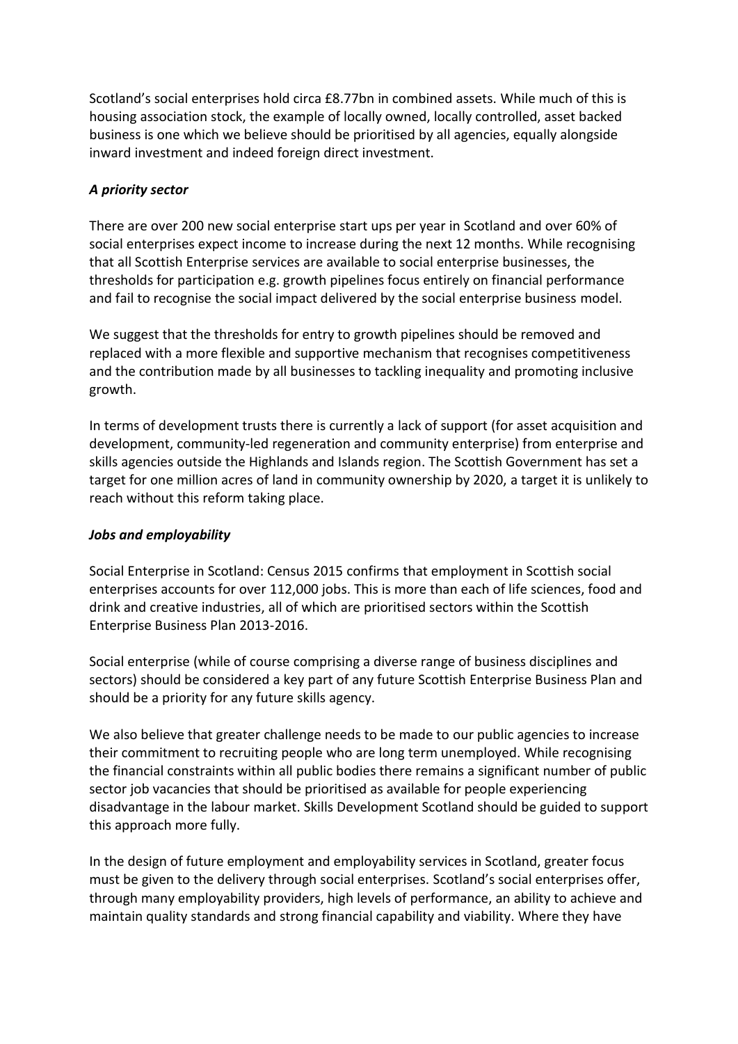Scotland's social enterprises hold circa £8.77bn in combined assets. While much of this is housing association stock, the example of locally owned, locally controlled, asset backed business is one which we believe should be prioritised by all agencies, equally alongside inward investment and indeed foreign direct investment.

### *A priority sector*

There are over 200 new social enterprise start ups per year in Scotland and over 60% of social enterprises expect income to increase during the next 12 months. While recognising that all Scottish Enterprise services are available to social enterprise businesses, the thresholds for participation e.g. growth pipelines focus entirely on financial performance and fail to recognise the social impact delivered by the social enterprise business model.

We suggest that the thresholds for entry to growth pipelines should be removed and replaced with a more flexible and supportive mechanism that recognises competitiveness and the contribution made by all businesses to tackling inequality and promoting inclusive growth.

In terms of development trusts there is currently a lack of support (for asset acquisition and development, community-led regeneration and community enterprise) from enterprise and skills agencies outside the Highlands and Islands region. The Scottish Government has set a target for one million acres of land in community ownership by 2020, a target it is unlikely to reach without this reform taking place.

### *Jobs and employability*

Social Enterprise in Scotland: Census 2015 confirms that employment in Scottish social enterprises accounts for over 112,000 jobs. This is more than each of life sciences, food and drink and creative industries, all of which are prioritised sectors within the Scottish Enterprise Business Plan 2013-2016.

Social enterprise (while of course comprising a diverse range of business disciplines and sectors) should be considered a key part of any future Scottish Enterprise Business Plan and should be a priority for any future skills agency.

We also believe that greater challenge needs to be made to our public agencies to increase their commitment to recruiting people who are long term unemployed. While recognising the financial constraints within all public bodies there remains a significant number of public sector job vacancies that should be prioritised as available for people experiencing disadvantage in the labour market. Skills Development Scotland should be guided to support this approach more fully.

In the design of future employment and employability services in Scotland, greater focus must be given to the delivery through social enterprises. Scotland's social enterprises offer, through many employability providers, high levels of performance, an ability to achieve and maintain quality standards and strong financial capability and viability. Where they have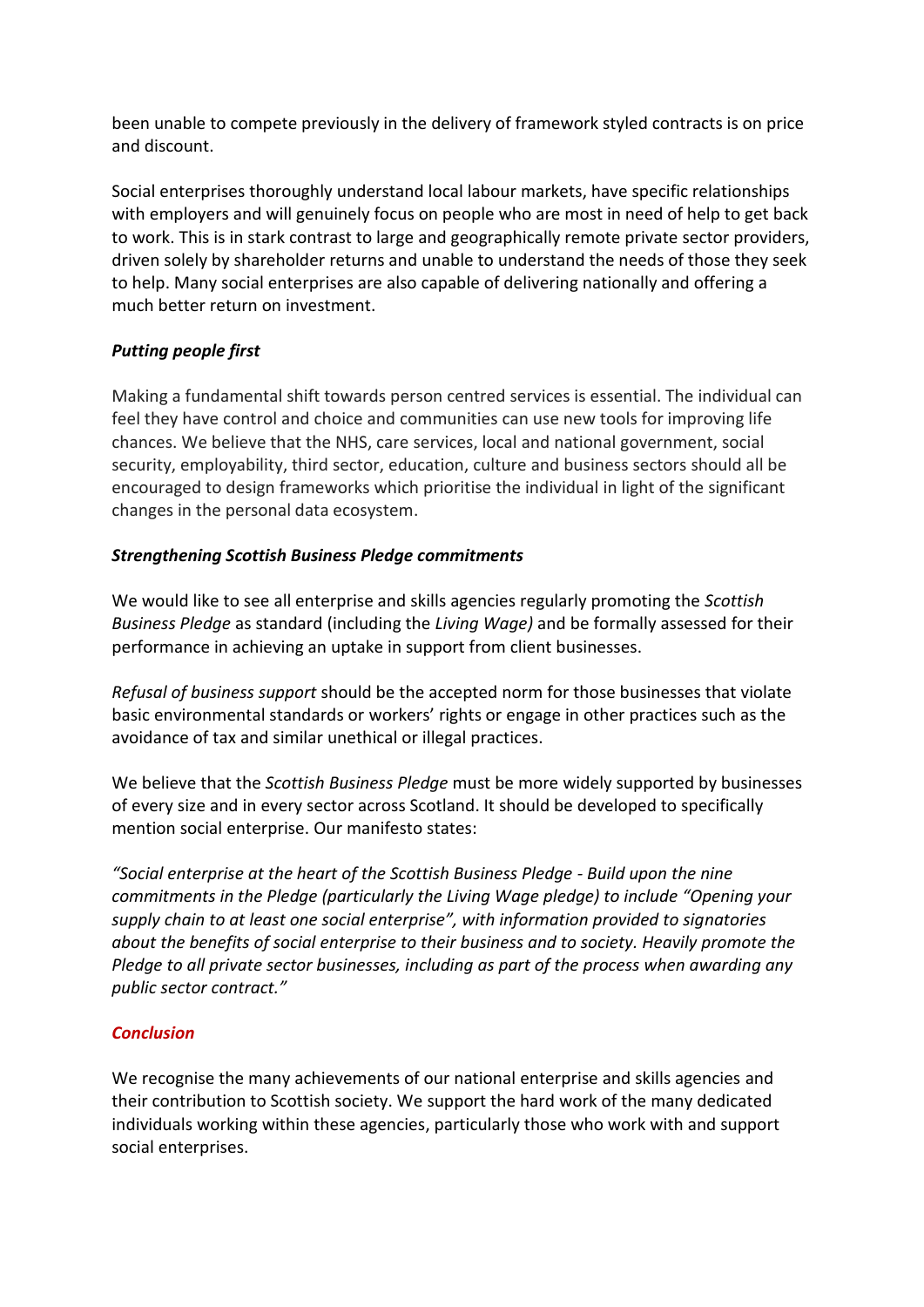been unable to compete previously in the delivery of framework styled contracts is on price and discount.

Social enterprises thoroughly understand local labour markets, have specific relationships with employers and will genuinely focus on people who are most in need of help to get back to work. This is in stark contrast to large and geographically remote private sector providers, driven solely by shareholder returns and unable to understand the needs of those they seek to help. Many social enterprises are also capable of delivering nationally and offering a much better return on investment.

### *Putting people first*

Making a fundamental shift towards person centred services is essential. The individual can feel they have control and choice and communities can use new tools for improving life chances. We believe that the NHS, care services, local and national government, social security, employability, third sector, education, culture and business sectors should all be encouraged to design frameworks which prioritise the individual in light of the significant changes in the personal data ecosystem.

### *Strengthening Scottish Business Pledge commitments*

We would like to see all enterprise and skills agencies regularly promoting the *Scottish Business Pledge* as standard (including the *Living Wage)* and be formally assessed for their performance in achieving an uptake in support from client businesses.

*Refusal of business support* should be the accepted norm for those businesses that violate basic environmental standards or workers' rights or engage in other practices such as the avoidance of tax and similar unethical or illegal practices.

We believe that the *Scottish Business Pledge* must be more widely supported by businesses of every size and in every sector across Scotland. It should be developed to specifically mention social enterprise. Our manifesto states:

*"Social enterprise at the heart of the Scottish Business Pledge - Build upon the nine commitments in the Pledge (particularly the Living Wage pledge) to include "Opening your supply chain to at least one social enterprise", with information provided to signatories about the benefits of social enterprise to their business and to society. Heavily promote the Pledge to all private sector businesses, including as part of the process when awarding any public sector contract."*

### *Conclusion*

We recognise the many achievements of our national enterprise and skills agencies and their contribution to Scottish society. We support the hard work of the many dedicated individuals working within these agencies, particularly those who work with and support social enterprises.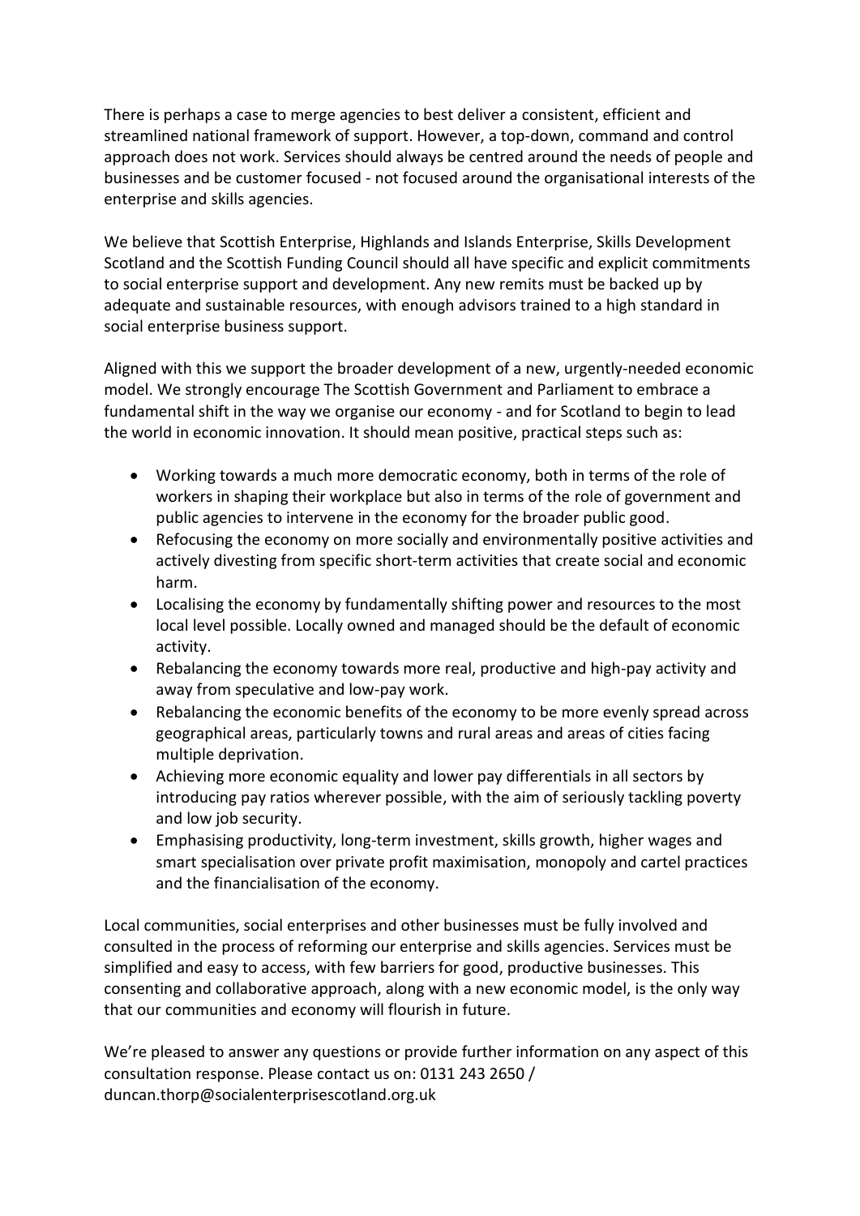There is perhaps a case to merge agencies to best deliver a consistent, efficient and streamlined national framework of support. However, a top-down, command and control approach does not work. Services should always be centred around the needs of people and businesses and be customer focused - not focused around the organisational interests of the enterprise and skills agencies.

We believe that Scottish Enterprise, Highlands and Islands Enterprise, Skills Development Scotland and the Scottish Funding Council should all have specific and explicit commitments to social enterprise support and development. Any new remits must be backed up by adequate and sustainable resources, with enough advisors trained to a high standard in social enterprise business support.

Aligned with this we support the broader development of a new, urgently-needed economic model. We strongly encourage The Scottish Government and Parliament to embrace a fundamental shift in the way we organise our economy - and for Scotland to begin to lead the world in economic innovation. It should mean positive, practical steps such as:

- Working towards a much more democratic economy, both in terms of the role of workers in shaping their workplace but also in terms of the role of government and public agencies to intervene in the economy for the broader public good.
- Refocusing the economy on more socially and environmentally positive activities and actively divesting from specific short-term activities that create social and economic harm.
- Localising the economy by fundamentally shifting power and resources to the most local level possible. Locally owned and managed should be the default of economic activity.
- Rebalancing the economy towards more real, productive and high-pay activity and away from speculative and low-pay work.
- Rebalancing the economic benefits of the economy to be more evenly spread across geographical areas, particularly towns and rural areas and areas of cities facing multiple deprivation.
- Achieving more economic equality and lower pay differentials in all sectors by introducing pay ratios wherever possible, with the aim of seriously tackling poverty and low job security.
- Emphasising productivity, long-term investment, skills growth, higher wages and smart specialisation over private profit maximisation, monopoly and cartel practices and the financialisation of the economy.

Local communities, social enterprises and other businesses must be fully involved and consulted in the process of reforming our enterprise and skills agencies. Services must be simplified and easy to access, with few barriers for good, productive businesses. This consenting and collaborative approach, along with a new economic model, is the only way that our communities and economy will flourish in future.

We're pleased to answer any questions or provide further information on any aspect of this consultation response. Please contact us on: 0131 243 2650 / duncan.thorp@socialenterprisescotland.org.uk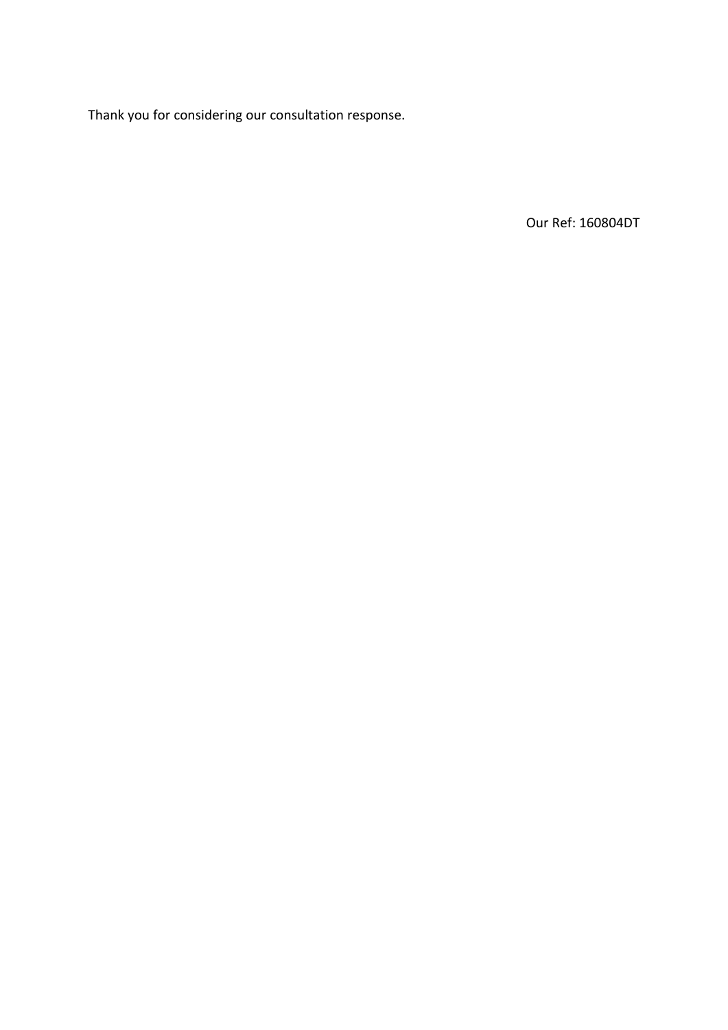Thank you for considering our consultation response.

Our Ref: 160804DT